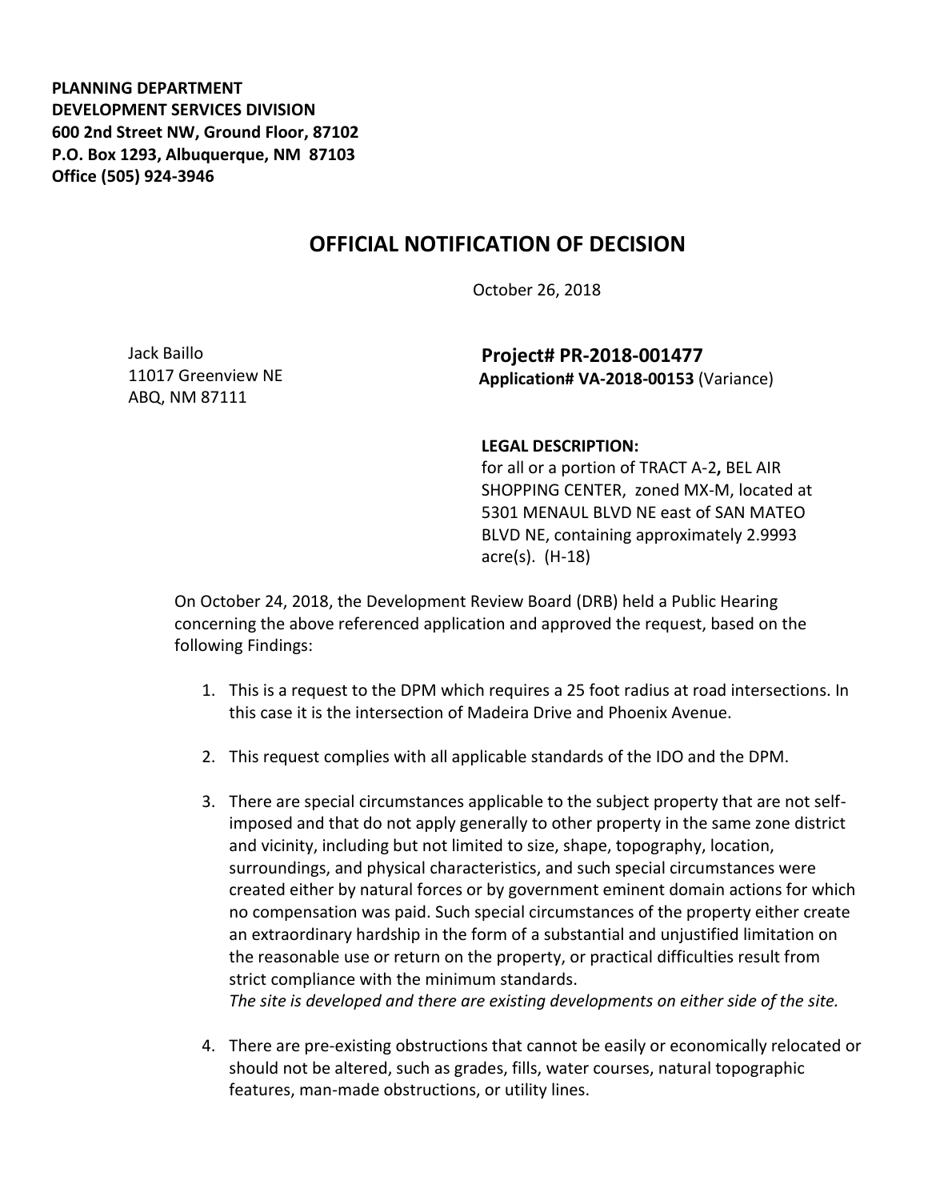**PLANNING DEPARTMENT**
**DEVELOPMENT SERVICES DIVISION**
**600 2nd Street NW, Ground Floor, 87102**
**P.O. Box 1293, Albuquerque, NM 87103**
**Office (505) 924-3946**

## OFFICIAL NOTIFICATION OF DECISION

October 26, 2018

Jack Baillo
11017 Greenview NE
ABQ, NM 87111

**Project# PR-2018-001477**
**Application# VA-2018-00153** (Variance)

**LEGAL DESCRIPTION:**
for all or a portion of TRACT A-2**,** BEL AIR SHOPPING CENTER, zoned MX-M, located at 5301 MENAUL BLVD NE east of SAN MATEO BLVD NE, containing approximately 2.9993 acre(s). (H-18)

On October 24, 2018, the Development Review Board (DRB) held a Public Hearing concerning the above referenced application and approved the request, based on the following Findings:

1. This is a request to the DPM which requires a 25 foot radius at road intersections. In this case it is the intersection of Madeira Drive and Phoenix Avenue.

2. This request complies with all applicable standards of the IDO and the DPM.

3. There are special circumstances applicable to the subject property that are not self-imposed and that do not apply generally to other property in the same zone district and vicinity, including but not limited to size, shape, topography, location, surroundings, and physical characteristics, and such special circumstances were created either by natural forces or by government eminent domain actions for which no compensation was paid. Such special circumstances of the property either create an extraordinary hardship in the form of a substantial and unjustified limitation on the reasonable use or return on the property, or practical difficulties result from strict compliance with the minimum standards.
   *The site is developed and there are existing developments on either side of the site.*

4. There are pre-existing obstructions that cannot be easily or economically relocated or should not be altered, such as grades, fills, water courses, natural topographic features, man-made obstructions, or utility lines.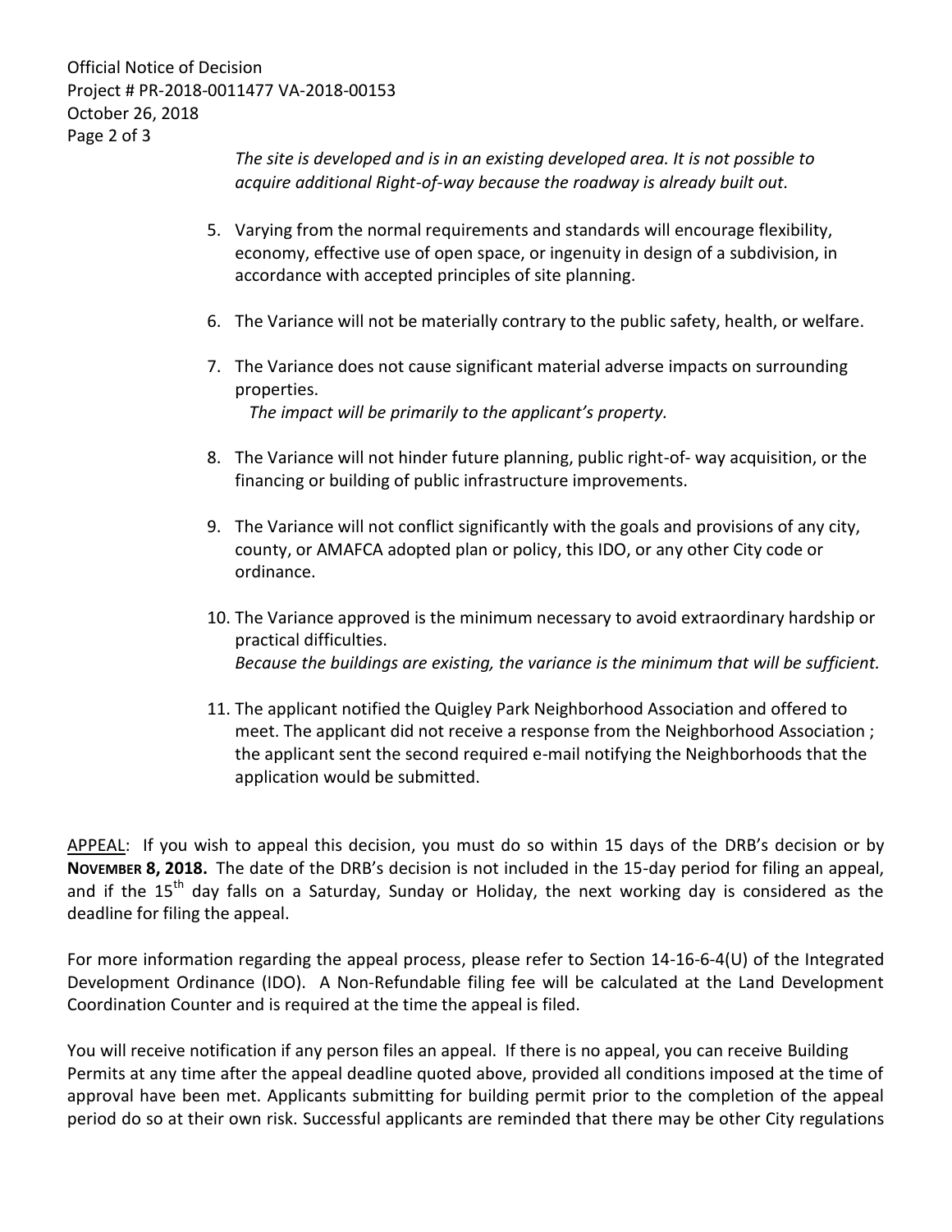*The site is developed and is in an existing developed area. It is not possible to acquire additional Right-of-way because the roadway is already built out.*

5. Varying from the normal requirements and standards will encourage flexibility, economy, effective use of open space, or ingenuity in design of a subdivision, in accordance with accepted principles of site planning.

6. The Variance will not be materially contrary to the public safety, health, or welfare.

7. The Variance does not cause significant material adverse impacts on surrounding properties.
   *The impact will be primarily to the applicant's property.*

8. The Variance will not hinder future planning, public right-of- way acquisition, or the financing or building of public infrastructure improvements.

9. The Variance will not conflict significantly with the goals and provisions of any city, county, or AMAFCA adopted plan or policy, this IDO, or any other City code or ordinance.

10. The Variance approved is the minimum necessary to avoid extraordinary hardship or practical difficulties.
    *Because the buildings are existing, the variance is the minimum that will be sufficient.*

11. The applicant notified the Quigley Park Neighborhood Association and offered to meet. The applicant did not receive a response from the Neighborhood Association ; the applicant sent the second required e-mail notifying the Neighborhoods that the application would be submitted.

APPEAL: If you wish to appeal this decision, you must do so within 15 days of the DRB's decision or by **NOVEMBER 8, 2018.** The date of the DRB's decision is not included in the 15-day period for filing an appeal, and if the 15th day falls on a Saturday, Sunday or Holiday, the next working day is considered as the deadline for filing the appeal.

For more information regarding the appeal process, please refer to Section 14-16-6-4(U) of the Integrated Development Ordinance (IDO). A Non-Refundable filing fee will be calculated at the Land Development Coordination Counter and is required at the time the appeal is filed.

You will receive notification if any person files an appeal. If there is no appeal, you can receive Building Permits at any time after the appeal deadline quoted above, provided all conditions imposed at the time of approval have been met. Applicants submitting for building permit prior to the completion of the appeal period do so at their own risk. Successful applicants are reminded that there may be other City regulations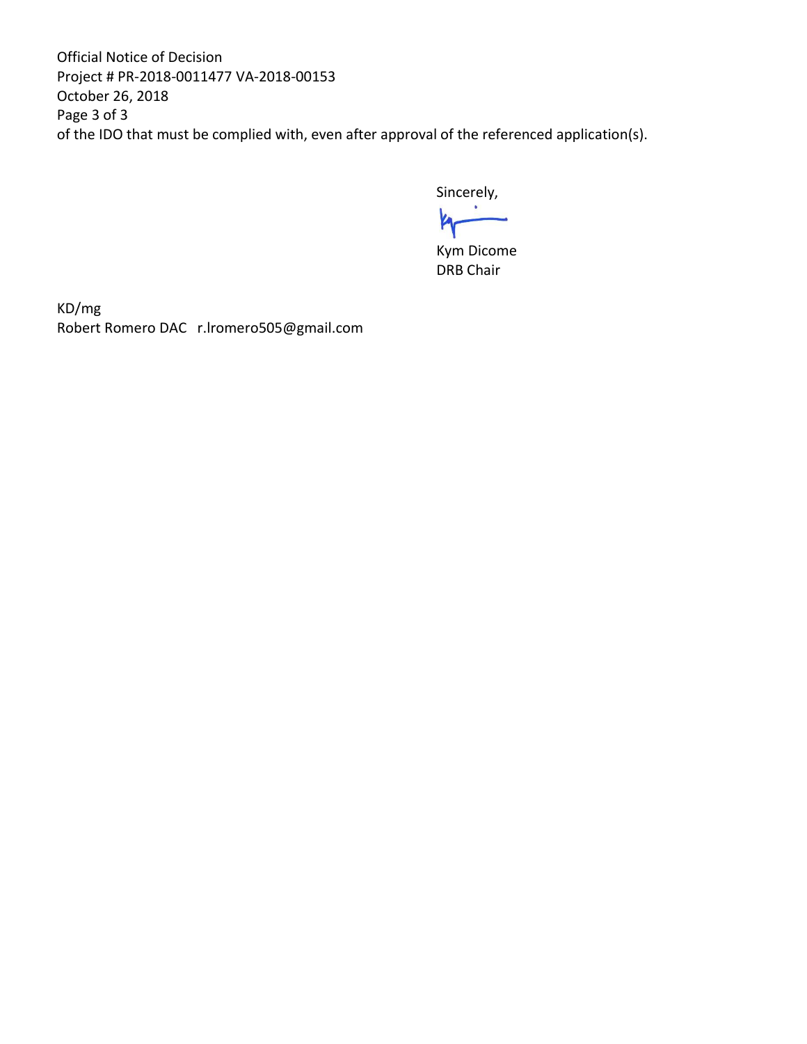of the IDO that must be complied with, even after approval of the referenced application(s).

Sincerely,

Kym Dicome
DRB Chair

KD/mg
Robert Romero DAC r.lromero505@gmail.com